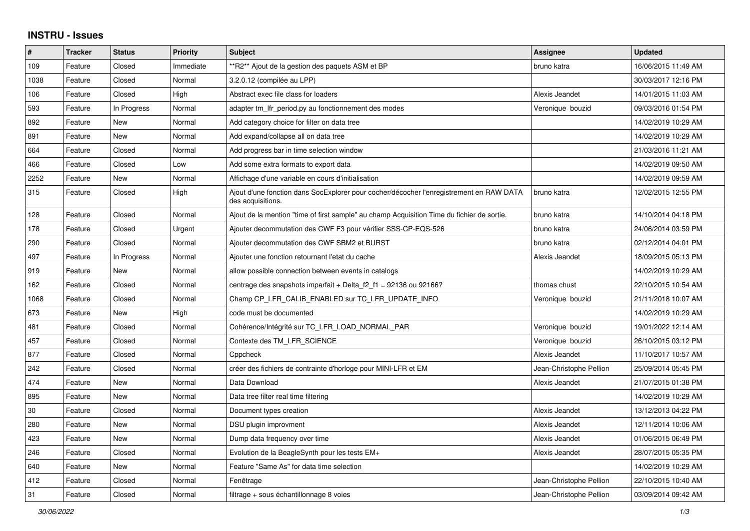## INSTRU - Issues

| # | Tracker | Status | Priority | Subject | Assignee | Updated |
|---|---|---|---|---|---|---|
| 109 | Feature | Closed | Immediate | **R2** Ajout de la gestion des paquets ASM et BP | bruno katra | 16/06/2015 11:49 AM |
| 1038 | Feature | Closed | Normal | 3.2.0.12 (compilée au LPP) | | 30/03/2017 12:16 PM |
| 106 | Feature | Closed | High | Abstract exec file class for loaders | Alexis Jeandet | 14/01/2015 11:03 AM |
| 593 | Feature | In Progress | Normal | adapter tm_lfr_period.py au fonctionnement des modes | Veronique bouzid | 09/03/2016 01:54 PM |
| 892 | Feature | New | Normal | Add category choice for filter on data tree | | 14/02/2019 10:29 AM |
| 891 | Feature | New | Normal | Add expand/collapse all on data tree | | 14/02/2019 10:29 AM |
| 664 | Feature | Closed | Normal | Add progress bar in time selection window | | 21/03/2016 11:21 AM |
| 466 | Feature | Closed | Low | Add some extra formats to export data | | 14/02/2019 09:50 AM |
| 2252 | Feature | New | Normal | Affichage d'une variable en cours d'initialisation | | 14/02/2019 09:59 AM |
| 315 | Feature | Closed | High | Ajout d'une fonction dans SocExplorer pour cocher/décocher l'enregistrement en RAW DATA des acquisitions. | bruno katra | 12/02/2015 12:55 PM |
| 128 | Feature | Closed | Normal | Ajout de la mention "time of first sample" au champ Acquisition Time du fichier de sortie. | bruno katra | 14/10/2014 04:18 PM |
| 178 | Feature | Closed | Urgent | Ajouter decommutation des CWF F3 pour vérifier SSS-CP-EQS-526 | bruno katra | 24/06/2014 03:59 PM |
| 290 | Feature | Closed | Normal | Ajouter decommutation des CWF SBM2 et BURST | bruno katra | 02/12/2014 04:01 PM |
| 497 | Feature | In Progress | Normal | Ajouter une fonction retournant l'etat du cache | Alexis Jeandet | 18/09/2015 05:13 PM |
| 919 | Feature | New | Normal | allow possible connection between events in catalogs | | 14/02/2019 10:29 AM |
| 162 | Feature | Closed | Normal | centrage des snapshots imparfait + Delta_f2_f1 = 92136 ou 92166? | thomas chust | 22/10/2015 10:54 AM |
| 1068 | Feature | Closed | Normal | Champ CP_LFR_CALIB_ENABLED sur TC_LFR_UPDATE_INFO | Veronique bouzid | 21/11/2018 10:07 AM |
| 673 | Feature | New | High | code must be documented | | 14/02/2019 10:29 AM |
| 481 | Feature | Closed | Normal | Cohérence/Intégrité sur TC_LFR_LOAD_NORMAL_PAR | Veronique bouzid | 19/01/2022 12:14 AM |
| 457 | Feature | Closed | Normal | Contexte des TM_LFR_SCIENCE | Veronique bouzid | 26/10/2015 03:12 PM |
| 877 | Feature | Closed | Normal | Cppcheck | Alexis Jeandet | 11/10/2017 10:57 AM |
| 242 | Feature | Closed | Normal | créer des fichiers de contrainte d'horloge pour MINI-LFR et EM | Jean-Christophe Pellion | 25/09/2014 05:45 PM |
| 474 | Feature | New | Normal | Data Download | Alexis Jeandet | 21/07/2015 01:38 PM |
| 895 | Feature | New | Normal | Data tree filter real time filtering | | 14/02/2019 10:29 AM |
| 30 | Feature | Closed | Normal | Document types creation | Alexis Jeandet | 13/12/2013 04:22 PM |
| 280 | Feature | New | Normal | DSU plugin improvment | Alexis Jeandet | 12/11/2014 10:06 AM |
| 423 | Feature | New | Normal | Dump data frequency over time | Alexis Jeandet | 01/06/2015 06:49 PM |
| 246 | Feature | Closed | Normal | Evolution de la BeagleSynth pour les tests EM+ | Alexis Jeandet | 28/07/2015 05:35 PM |
| 640 | Feature | New | Normal | Feature "Same As" for data time selection | | 14/02/2019 10:29 AM |
| 412 | Feature | Closed | Normal | Fenêtrage | Jean-Christophe Pellion | 22/10/2015 10:40 AM |
| 31 | Feature | Closed | Normal | filtrage + sous échantillonnage 8 voies | Jean-Christophe Pellion | 03/09/2014 09:42 AM |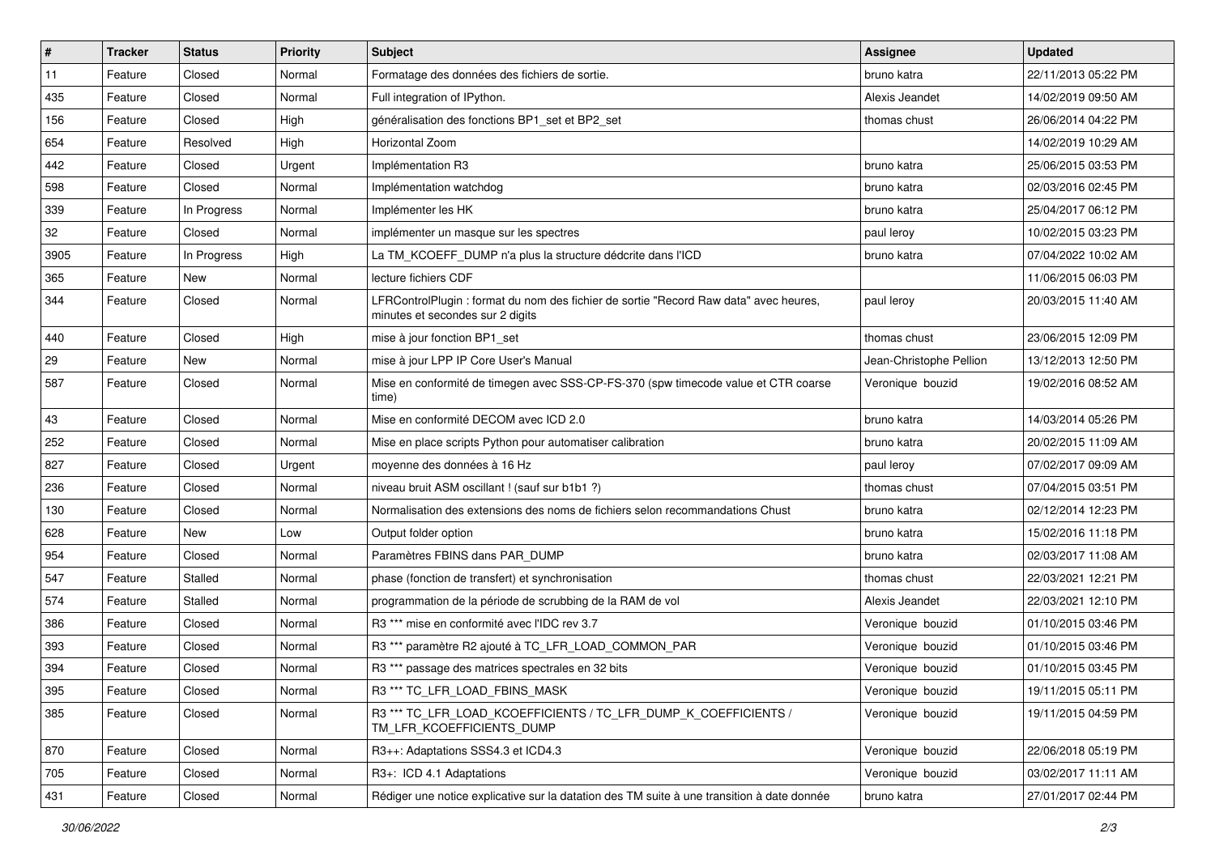| # | Tracker | Status | Priority | Subject | Assignee | Updated |
|---|---|---|---|---|---|---|
| 11 | Feature | Closed | Normal | Formatage des données des fichiers de sortie. | bruno katra | 22/11/2013 05:22 PM |
| 435 | Feature | Closed | Normal | Full integration of IPython. | Alexis Jeandet | 14/02/2019 09:50 AM |
| 156 | Feature | Closed | High | généralisation des fonctions BP1_set et BP2_set | thomas chust | 26/06/2014 04:22 PM |
| 654 | Feature | Resolved | High | Horizontal Zoom | | 14/02/2019 10:29 AM |
| 442 | Feature | Closed | Urgent | Implémentation R3 | bruno katra | 25/06/2015 03:53 PM |
| 598 | Feature | Closed | Normal | Implémentation watchdog | bruno katra | 02/03/2016 02:45 PM |
| 339 | Feature | In Progress | Normal | Implémenter les HK | bruno katra | 25/04/2017 06:12 PM |
| 32 | Feature | Closed | Normal | implémenter un masque sur les spectres | paul leroy | 10/02/2015 03:23 PM |
| 3905 | Feature | In Progress | High | La TM_KCOEFF_DUMP n'a plus la structure dédcrite dans l'ICD | bruno katra | 07/04/2022 10:02 AM |
| 365 | Feature | New | Normal | lecture fichiers CDF | | 11/06/2015 06:03 PM |
| 344 | Feature | Closed | Normal | LFRControlPlugin : format du nom des fichier de sortie "Record Raw data" avec heures, minutes et secondes sur 2 digits | paul leroy | 20/03/2015 11:40 AM |
| 440 | Feature | Closed | High | mise à jour fonction BP1_set | thomas chust | 23/06/2015 12:09 PM |
| 29 | Feature | New | Normal | mise à jour LPP IP Core User's Manual | Jean-Christophe Pellion | 13/12/2013 12:50 PM |
| 587 | Feature | Closed | Normal | Mise en conformité de timegen avec SSS-CP-FS-370 (spw timecode value et CTR coarse time) | Veronique bouzid | 19/02/2016 08:52 AM |
| 43 | Feature | Closed | Normal | Mise en conformité DECOM avec ICD 2.0 | bruno katra | 14/03/2014 05:26 PM |
| 252 | Feature | Closed | Normal | Mise en place scripts Python pour automatiser calibration | bruno katra | 20/02/2015 11:09 AM |
| 827 | Feature | Closed | Urgent | moyenne des données à 16 Hz | paul leroy | 07/02/2017 09:09 AM |
| 236 | Feature | Closed | Normal | niveau bruit ASM oscillant ! (sauf sur b1b1 ?) | thomas chust | 07/04/2015 03:51 PM |
| 130 | Feature | Closed | Normal | Normalisation des extensions des noms de fichiers selon recommandations Chust | bruno katra | 02/12/2014 12:23 PM |
| 628 | Feature | New | Low | Output folder option | bruno katra | 15/02/2016 11:18 PM |
| 954 | Feature | Closed | Normal | Paramètres FBINS dans PAR_DUMP | bruno katra | 02/03/2017 11:08 AM |
| 547 | Feature | Stalled | Normal | phase (fonction de transfert) et synchronisation | thomas chust | 22/03/2021 12:21 PM |
| 574 | Feature | Stalled | Normal | programmation de la période de scrubbing de la RAM de vol | Alexis Jeandet | 22/03/2021 12:10 PM |
| 386 | Feature | Closed | Normal | R3 *** mise en conformité avec l'IDC rev 3.7 | Veronique bouzid | 01/10/2015 03:46 PM |
| 393 | Feature | Closed | Normal | R3 *** paramètre R2 ajouté à TC_LFR_LOAD_COMMON_PAR | Veronique bouzid | 01/10/2015 03:46 PM |
| 394 | Feature | Closed | Normal | R3 *** passage des matrices spectrales en 32 bits | Veronique bouzid | 01/10/2015 03:45 PM |
| 395 | Feature | Closed | Normal | R3 *** TC_LFR_LOAD_FBINS_MASK | Veronique bouzid | 19/11/2015 05:11 PM |
| 385 | Feature | Closed | Normal | R3 *** TC_LFR_LOAD_KCOEFFICIENTS / TC_LFR_DUMP_K_COEFFICIENTS / TM_LFR_KCOEFFICIENTS_DUMP | Veronique bouzid | 19/11/2015 04:59 PM |
| 870 | Feature | Closed | Normal | R3++: Adaptations SSS4.3 et ICD4.3 | Veronique bouzid | 22/06/2018 05:19 PM |
| 705 | Feature | Closed | Normal | R3+: ICD 4.1 Adaptations | Veronique bouzid | 03/02/2017 11:11 AM |
| 431 | Feature | Closed | Normal | Rédiger une notice explicative sur la datation des TM suite à une transition à date donnée | bruno katra | 27/01/2017 02:44 PM |

*30/06/2022*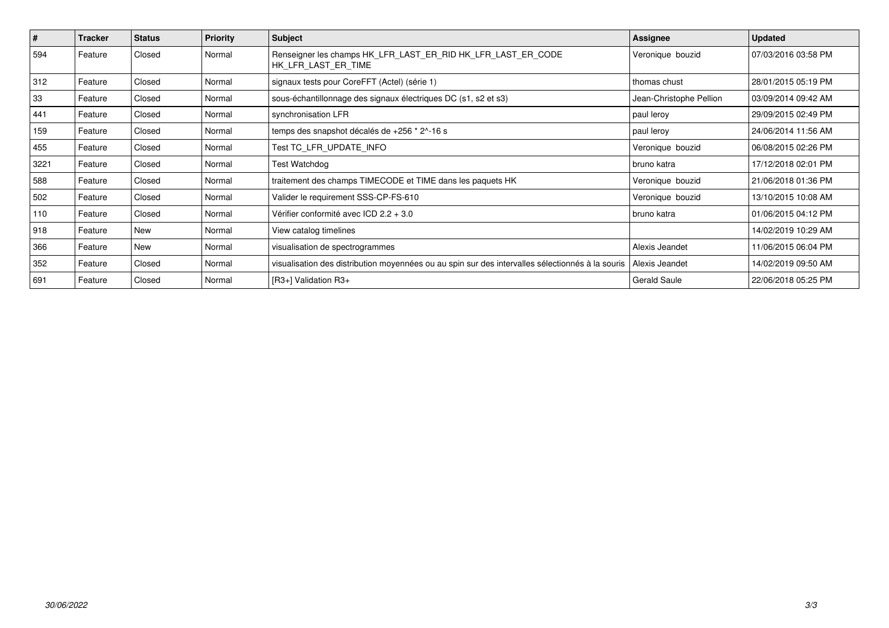| # | Tracker | Status | Priority | Subject | Assignee | Updated |
|---|---|---|---|---|---|---|
| 594 | Feature | Closed | Normal | Renseigner les champs HK_LFR_LAST_ER_RID HK_LFR_LAST_ER_CODE HK_LFR_LAST_ER_TIME | Veronique bouzid | 07/03/2016 03:58 PM |
| 312 | Feature | Closed | Normal | signaux tests pour CoreFFT (Actel) (série 1) | thomas chust | 28/01/2015 05:19 PM |
| 33 | Feature | Closed | Normal | sous-échantillonnage des signaux électriques DC (s1, s2 et s3) | Jean-Christophe Pellion | 03/09/2014 09:42 AM |
| 441 | Feature | Closed | Normal | synchronisation LFR | paul leroy | 29/09/2015 02:49 PM |
| 159 | Feature | Closed | Normal | temps des snapshot décalés de +256 * 2^-16 s | paul leroy | 24/06/2014 11:56 AM |
| 455 | Feature | Closed | Normal | Test TC_LFR_UPDATE_INFO | Veronique bouzid | 06/08/2015 02:26 PM |
| 3221 | Feature | Closed | Normal | Test Watchdog | bruno katra | 17/12/2018 02:01 PM |
| 588 | Feature | Closed | Normal | traitement des champs TIMECODE et TIME dans les paquets HK | Veronique bouzid | 21/06/2018 01:36 PM |
| 502 | Feature | Closed | Normal | Valider le requirement SSS-CP-FS-610 | Veronique bouzid | 13/10/2015 10:08 AM |
| 110 | Feature | Closed | Normal | Vérifier conformité avec ICD 2.2 + 3.0 | bruno katra | 01/06/2015 04:12 PM |
| 918 | Feature | New | Normal | View catalog timelines | | 14/02/2019 10:29 AM |
| 366 | Feature | New | Normal | visualisation de spectrogrammes | Alexis Jeandet | 11/06/2015 06:04 PM |
| 352 | Feature | Closed | Normal | visualisation des distribution moyennées ou au spin sur des intervalles sélectionnés à la souris | Alexis Jeandet | 14/02/2019 09:50 AM |
| 691 | Feature | Closed | Normal | [R3+] Validation R3+ | Gerald Saule | 22/06/2018 05:25 PM |